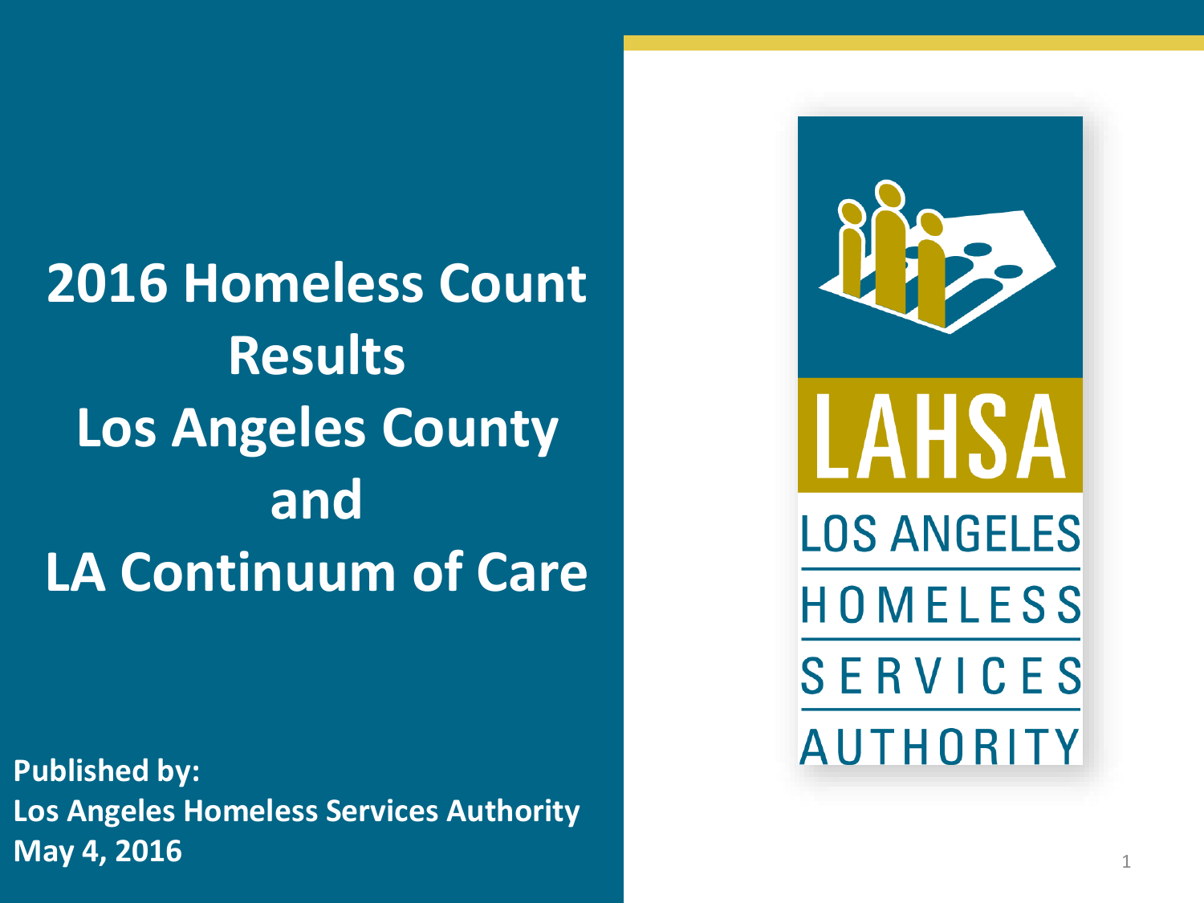# 2016 Homeless Count Results Los Angeles County and LA Continuum of Care

**Published by:**
**Los Angeles Homeless Services Authority**
**May 4, 2016**

LAHSA
LOS ANGELES HOMELESS SERVICES AUTHORITY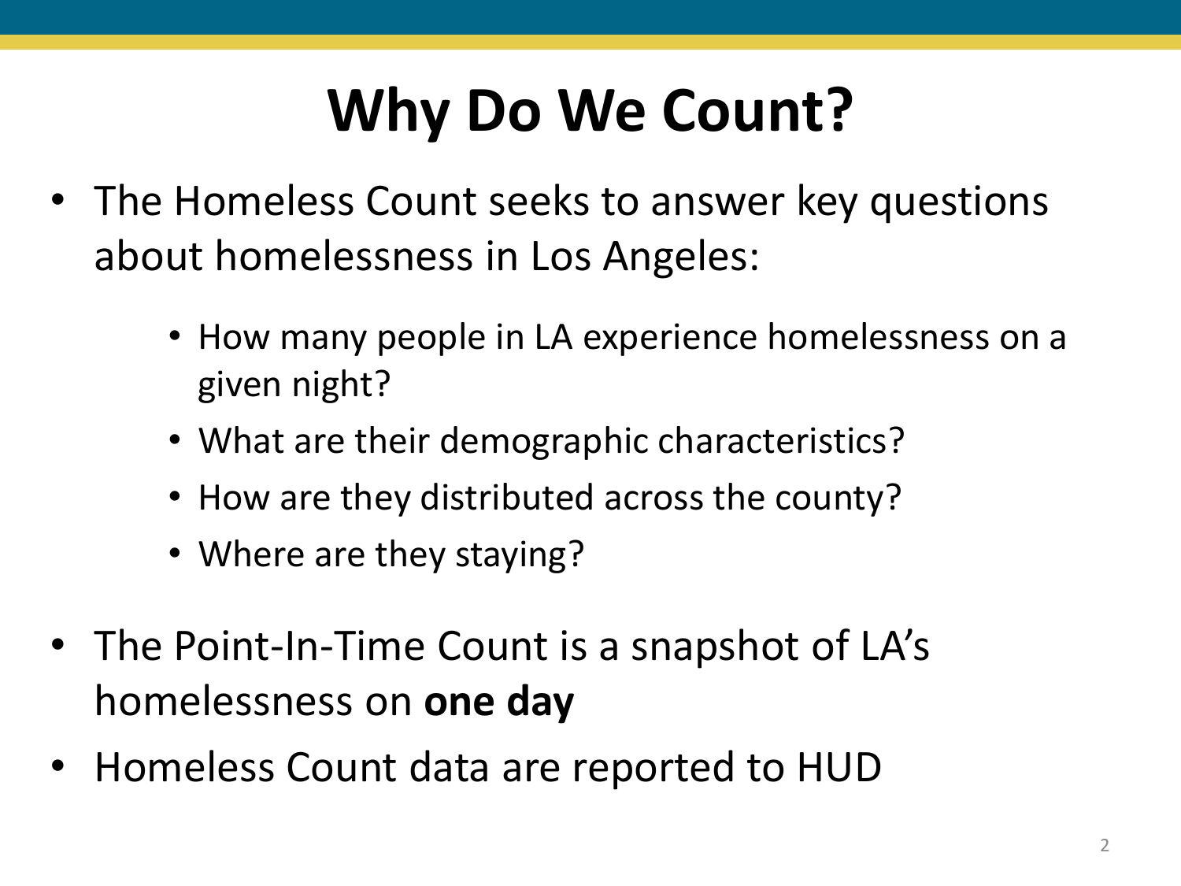# Why Do We Count?

- The Homeless Count seeks to answer key questions about homelessness in Los Angeles:
  - How many people in LA experience homelessness on a given night?
  - What are their demographic characteristics?
  - How are they distributed across the county?
  - Where are they staying?
- The Point-In-Time Count is a snapshot of LA's homelessness on **one day**
- Homeless Count data are reported to HUD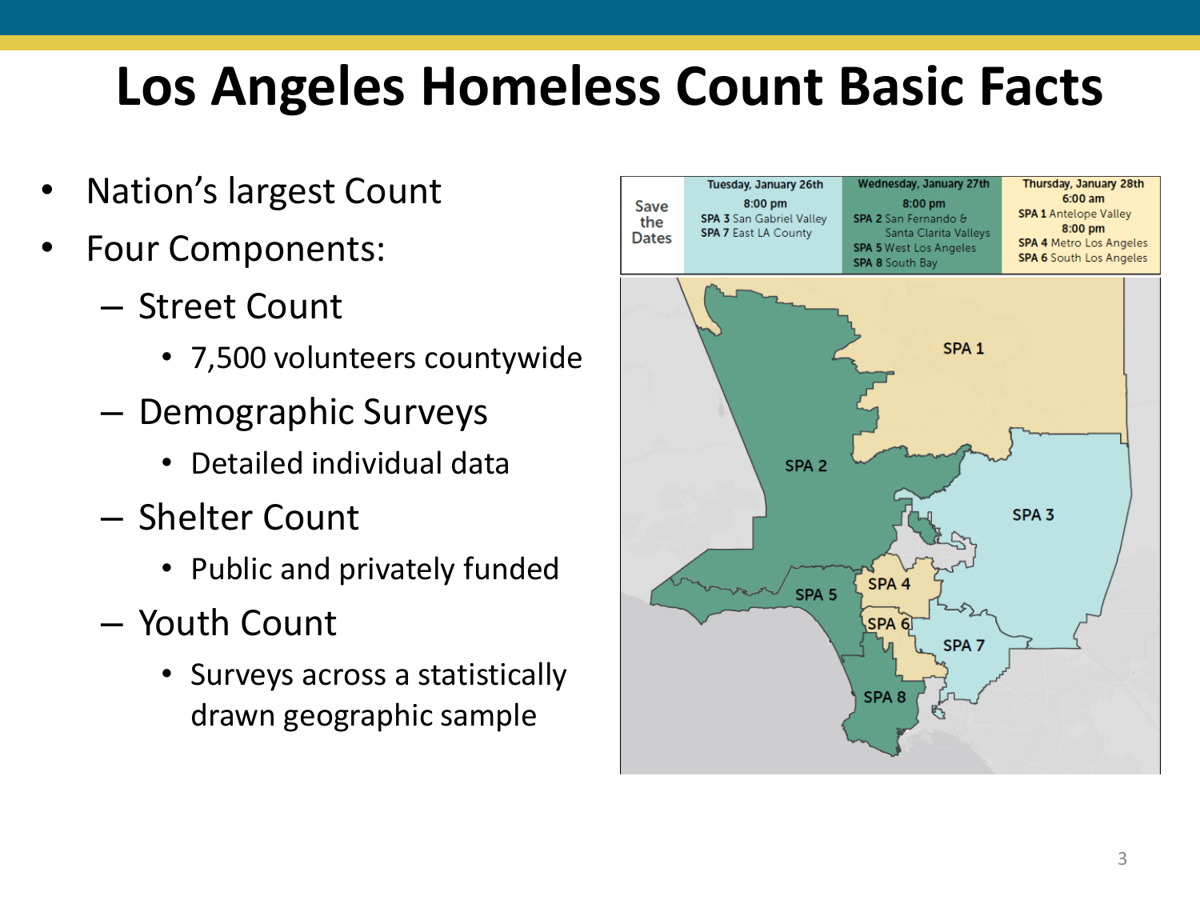# Los Angeles Homeless Count Basic Facts

- Nation's largest Count
- Four Components:
  - Street Count
    - 7,500 volunteers countywide
  - Demographic Surveys
    - Detailed individual data
  - Shelter Count
    - Public and privately funded
  - Youth Count
    - Surveys across a statistically drawn geographic sample

| Save the Dates | Tuesday, January 26th<br>8:00 pm<br>SPA 3 San Gabriel Valley<br>SPA 7 East LA County | Wednesday, January 27th<br>8:00 pm<br>SPA 2 San Fernando & Santa Clarita Valleys<br>SPA 5 West Los Angeles<br>SPA 8 South Bay | Thursday, January 28th<br>6:00 am<br>SPA 1 Antelope Valley<br>8:00 pm<br>SPA 4 Metro Los Angeles<br>SPA 6 South Los Angeles |
|---|---|---|---|

SPA 1 SPA 2 SPA 3 SPA 4 SPA 5 SPA 6 SPA 7 SPA 8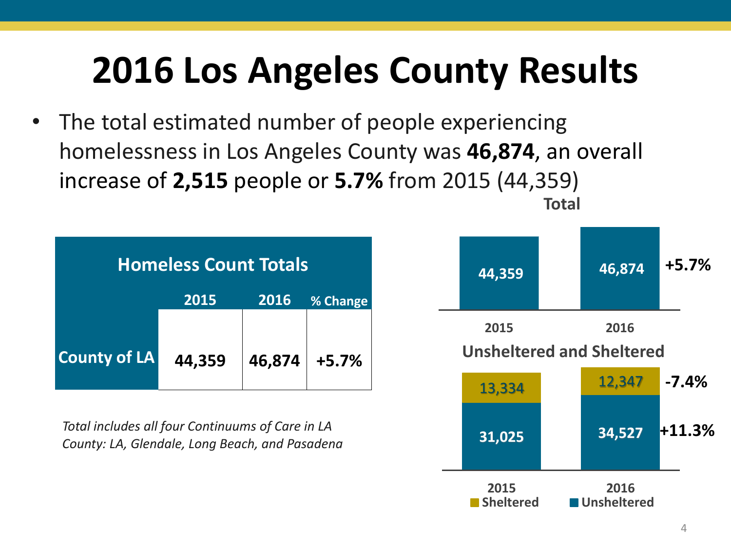# 2016 Los Angeles County Results

- The total estimated number of people experiencing homelessness in Los Angeles County was **46,874**, an overall increase of **2,515** people or **5.7%** from 2015 (44,359)

| Homeless Count Totals | 2015 | 2016 | % Change |
|---|---|---|---|
| County of LA | 44,359 | 46,874 | +5.7% |

*Total includes all four Continuums of Care in LA County: LA, Glendale, Long Beach, and Pasadena*

**Total**

| | 2015 | 2016 | % Change |
|---|---|---|---|
| Total | 44,359 | 46,874 | +5.7% |

**Unsheltered and Sheltered**

| | 2015 | 2016 | % Change |
|---|---|---|---|
| Sheltered | 13,334 | 12,347 | -7.4% |
| Unsheltered | 31,025 | 34,527 | +11.3% |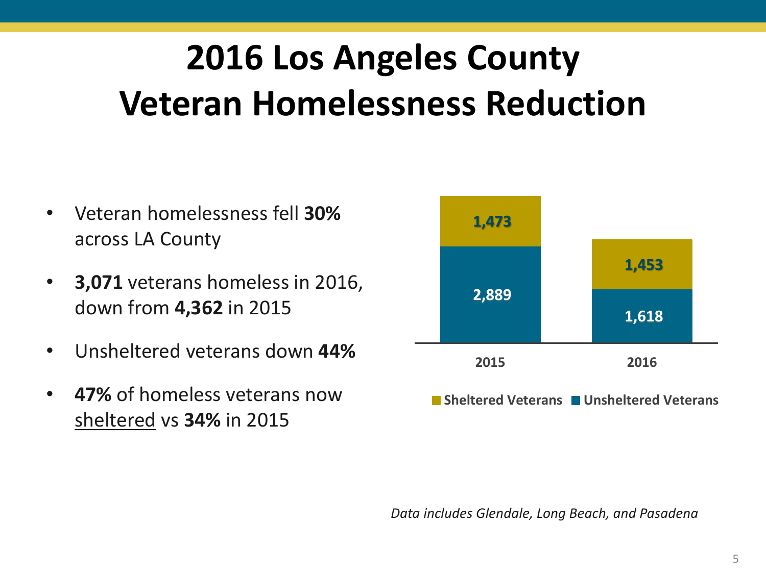# 2016 Los Angeles County Veteran Homelessness Reduction

- Veteran homelessness fell **30%** across LA County
- **3,071** veterans homeless in 2016, down from **4,362** in 2015
- Unsheltered veterans down **44%**
- **47%** of homeless veterans now sheltered vs **34%** in 2015

| | 2015 | 2016 |
|---|---|---|
| Sheltered Veterans | 1,473 | 1,453 |
| Unsheltered Veterans | 2,889 | 1,618 |

*Data includes Glendale, Long Beach, and Pasadena*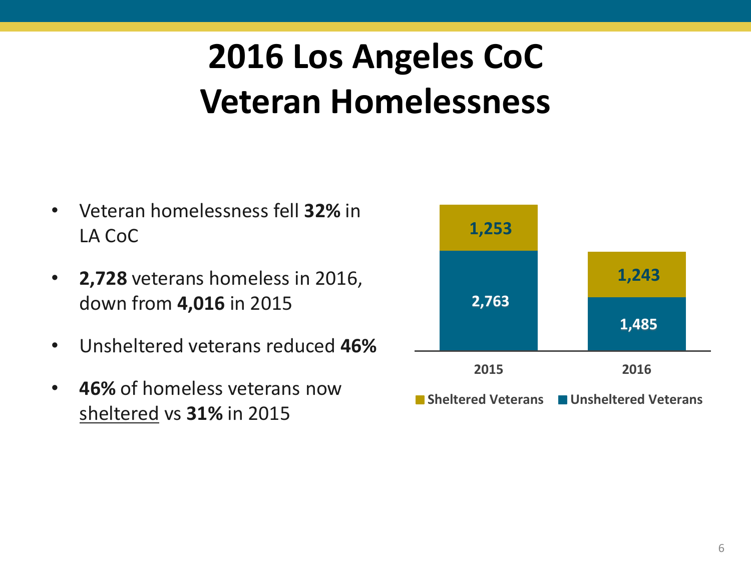# 2016 Los Angeles CoC Veteran Homelessness

- Veteran homelessness fell **32%** in LA CoC
- **2,728** veterans homeless in 2016, down from **4,016** in 2015
- Unsheltered veterans reduced **46%**
- **46%** of homeless veterans now sheltered vs **31%** in 2015

| | 2015 | 2016 |
|---|---|---|
| Sheltered Veterans | 1,253 | 1,243 |
| Unsheltered Veterans | 2,763 | 1,485 |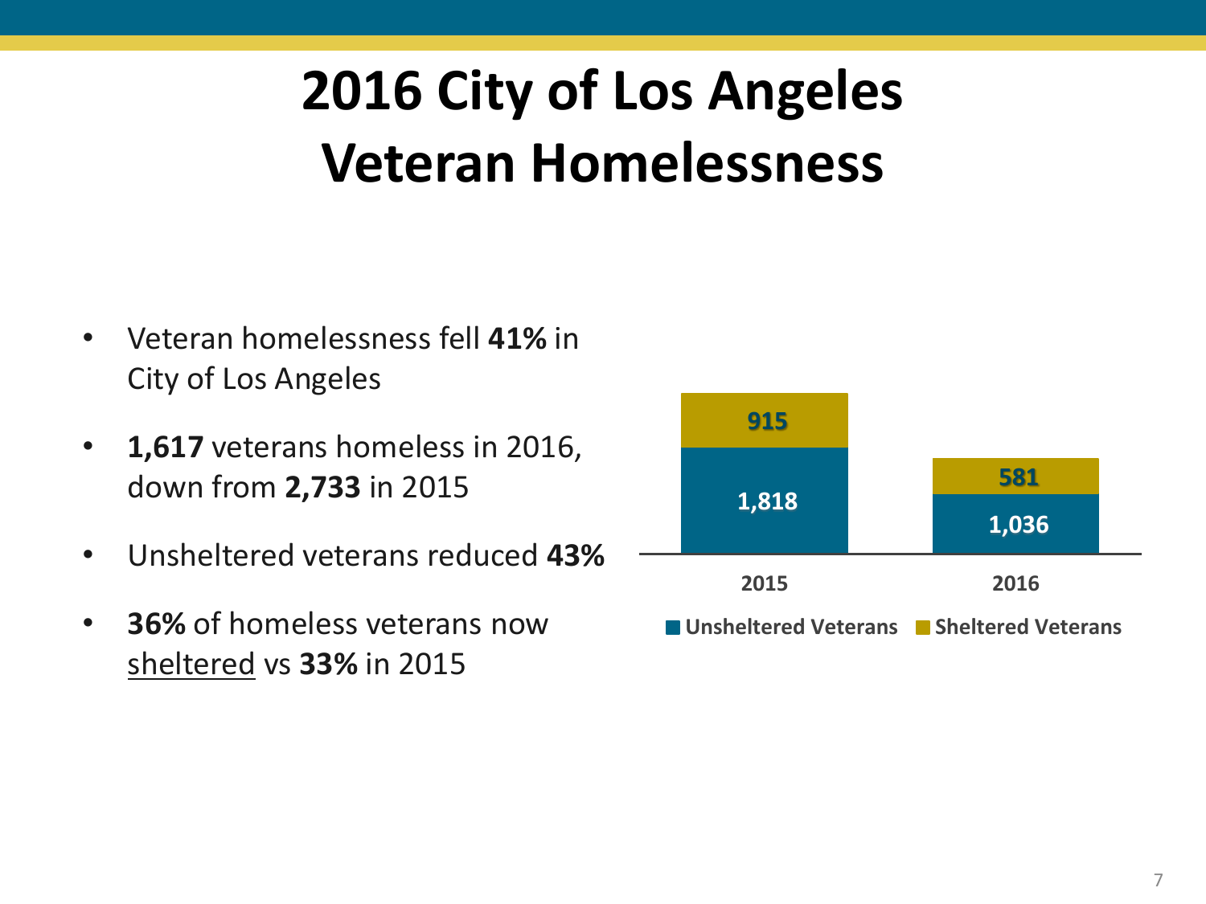# 2016 City of Los Angeles Veteran Homelessness

- Veteran homelessness fell **41%** in City of Los Angeles
- **1,617** veterans homeless in 2016, down from **2,733** in 2015
- Unsheltered veterans reduced **43%**
- **36%** of homeless veterans now sheltered vs **33%** in 2015

| | 2015 | 2016 |
|---|---|---|
| Unsheltered Veterans | 1,818 | 1,036 |
| Sheltered Veterans | 915 | 581 |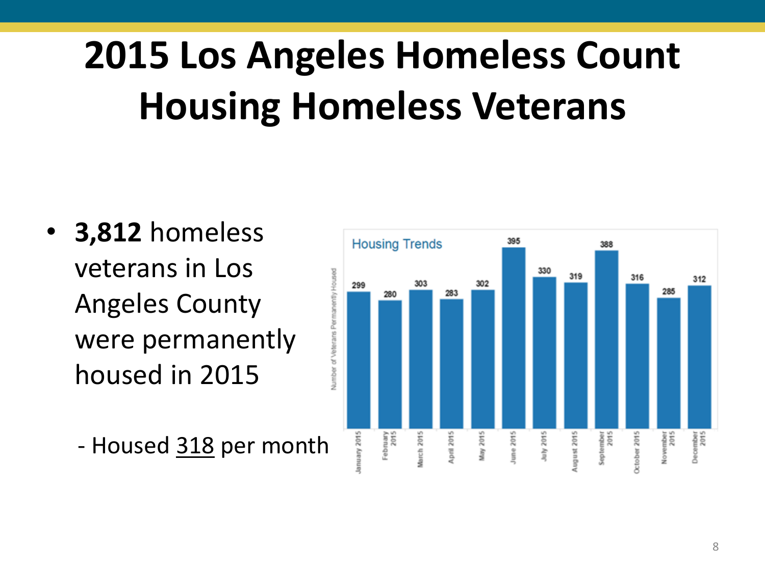# 2015 Los Angeles Homeless Count
# Housing Homeless Veterans

- **3,812** homeless veterans in Los Angeles County were permanently housed in 2015

  - Housed 318 per month

**Housing Trends**

| Month | Number of Veterans Permanently Housed |
|---|---|
| January 2015 | 299 |
| February 2015 | 280 |
| March 2015 | 303 |
| April 2015 | 283 |
| May 2015 | 302 |
| June 2015 | 395 |
| July 2015 | 330 |
| August 2015 | 319 |
| September 2015 | 388 |
| October 2015 | 316 |
| November 2015 | 285 |
| December 2015 | 312 |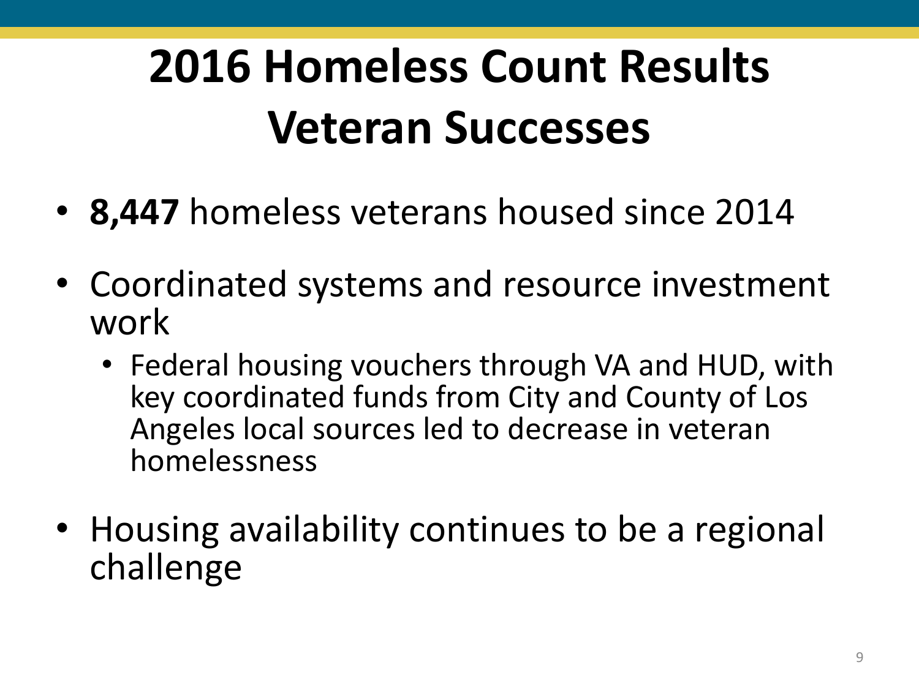# 2016 Homeless Count Results Veteran Successes

- **8,447** homeless veterans housed since 2014
- Coordinated systems and resource investment work
  - Federal housing vouchers through VA and HUD, with key coordinated funds from City and County of Los Angeles local sources led to decrease in veteran homelessness
- Housing availability continues to be a regional challenge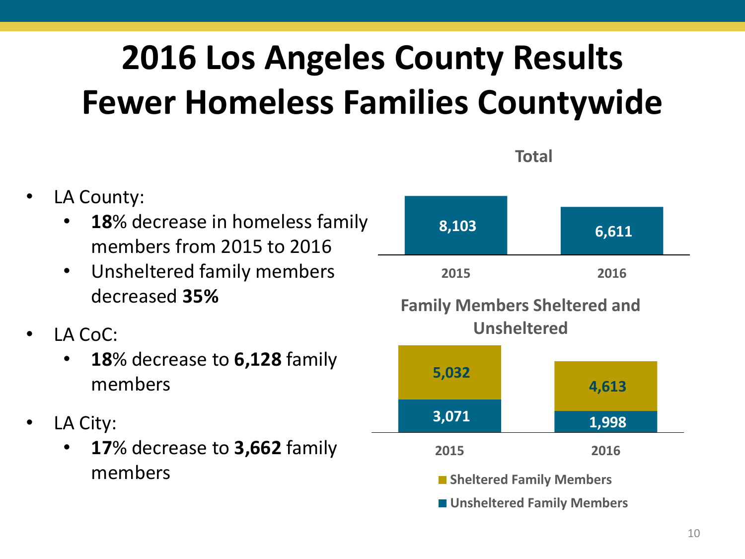# 2016 Los Angeles County Results
# Fewer Homeless Families Countywide

- LA County:
  - **18**% decrease in homeless family members from 2015 to 2016
  - Unsheltered family members decreased **35%**
- LA CoC:
  - **18**% decrease to **6,128** family members
- LA City:
  - **17**% decrease to **3,662** family members

**Total**

| | 2015 | 2016 |
|---|---|---|
| Total | 8,103 | 6,611 |

**Family Members Sheltered and Unsheltered**

| | 2015 | 2016 |
|---|---|---|
| Sheltered Family Members | 5,032 | 4,613 |
| Unsheltered Family Members | 3,071 | 1,998 |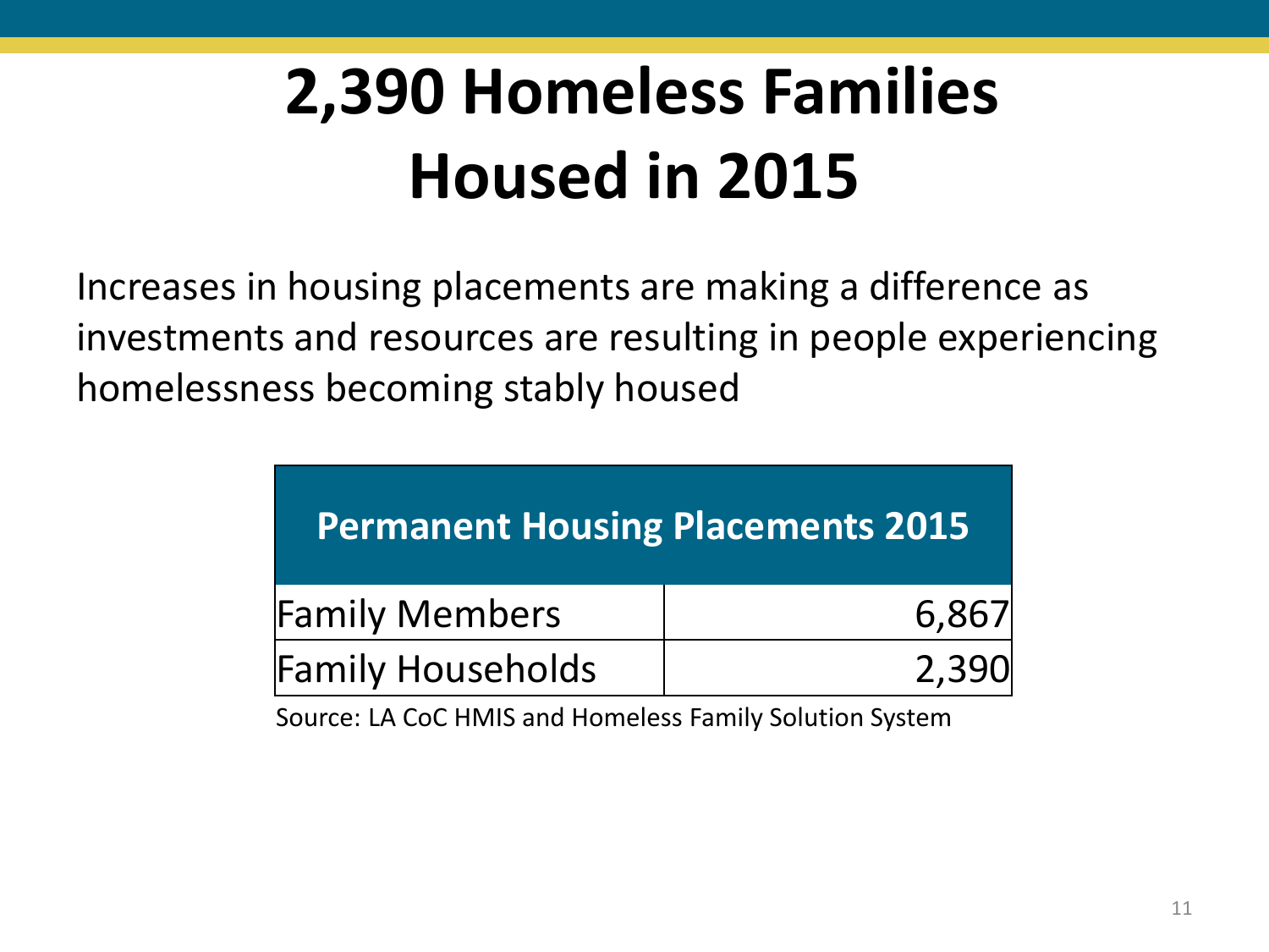# 2,390 Homeless Families Housed in 2015

Increases in housing placements are making a difference as investments and resources are resulting in people experiencing homelessness becoming stably housed

| Permanent Housing Placements 2015 | |
|---|---|
| Family Members | 6,867 |
| Family Households | 2,390 |

Source: LA CoC HMIS and Homeless Family Solution System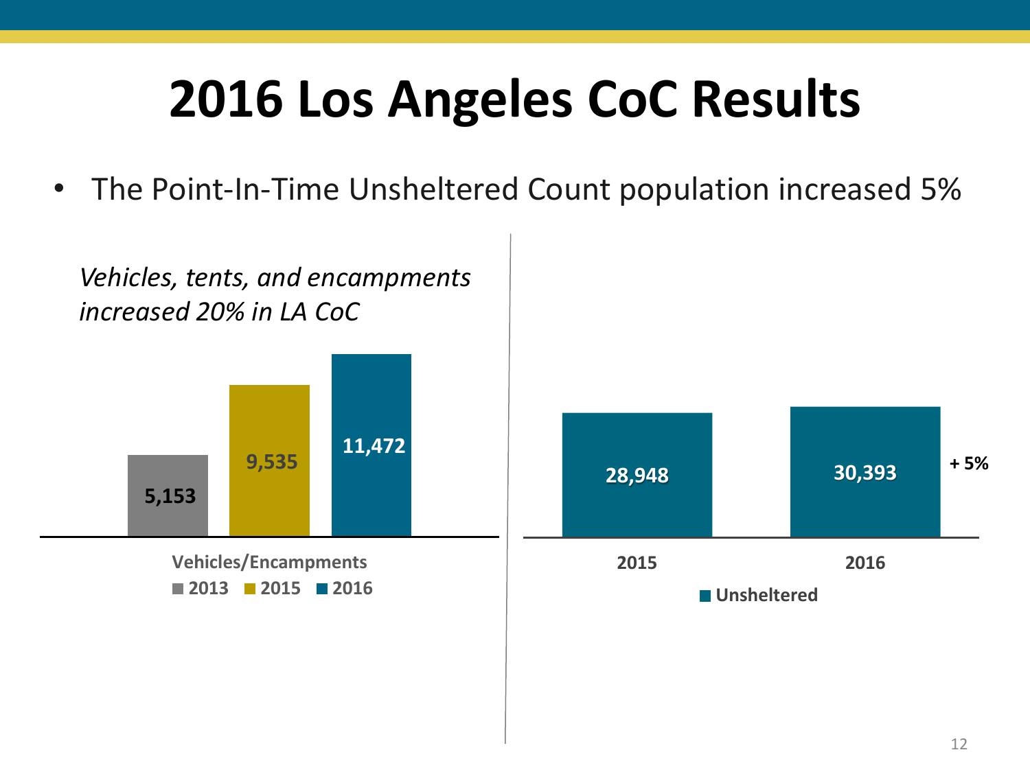# 2016 Los Angeles CoC Results

- The Point-In-Time Unsheltered Count population increased 5%

*Vehicles, tents, and encampments increased 20% in LA CoC*

| Vehicles/Encampments | 2013 | 2015 | 2016 |
|---|---|---|---|
| | 5,153 | 9,535 | 11,472 |

| | 2015 | 2016 |
|---|---|---|
| Unsheltered | 28,948 | 30,393 (+ 5%) |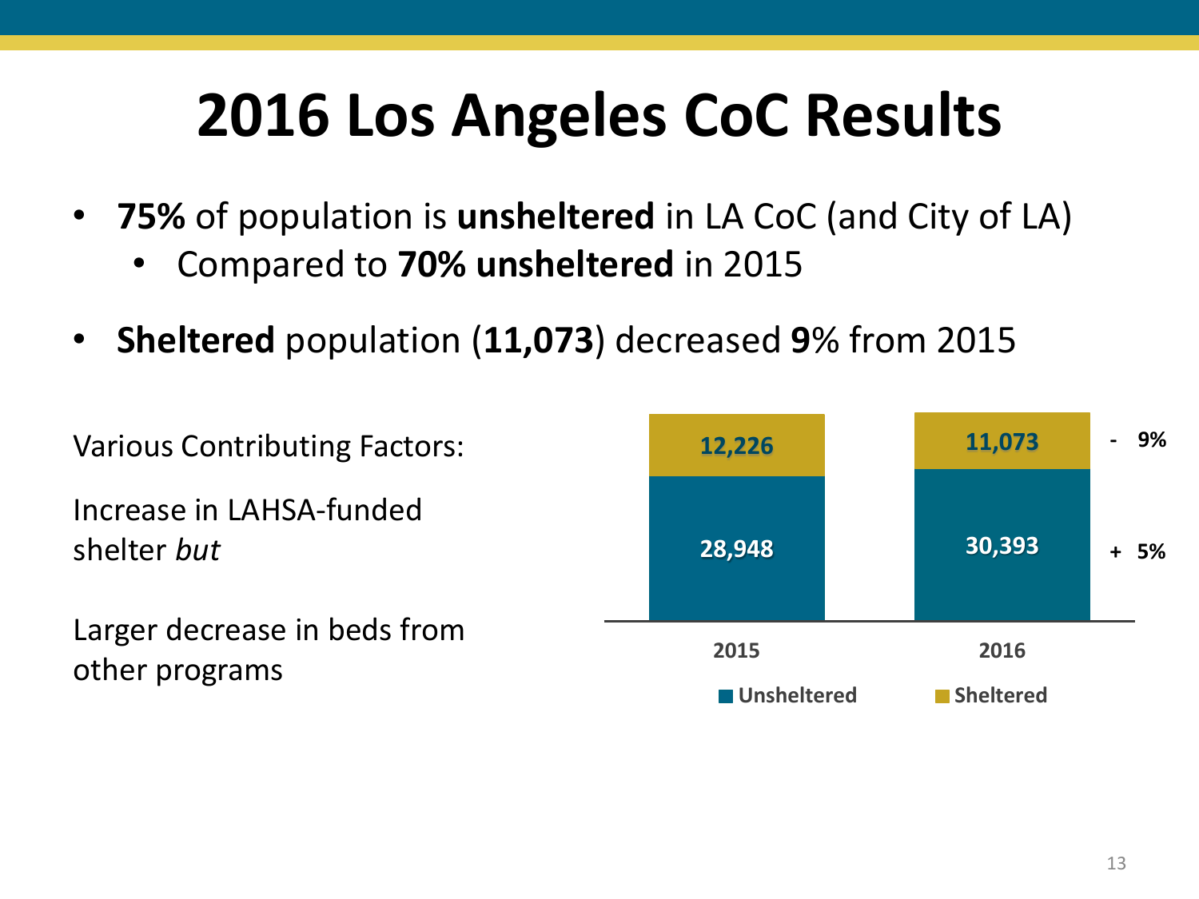# 2016 Los Angeles CoC Results

- **75%** of population is **unsheltered** in LA CoC (and City of LA)
  - Compared to **70% unsheltered** in 2015
- **Sheltered** population (**11,073**) decreased **9**% from 2015

Various Contributing Factors:

Increase in LAHSA-funded shelter *but*

Larger decrease in beds from other programs

| | 2015 | 2016 | Change |
|---|---|---|---|
| Sheltered | 12,226 | 11,073 | - 9% |
| Unsheltered | 28,948 | 30,393 | + 5% |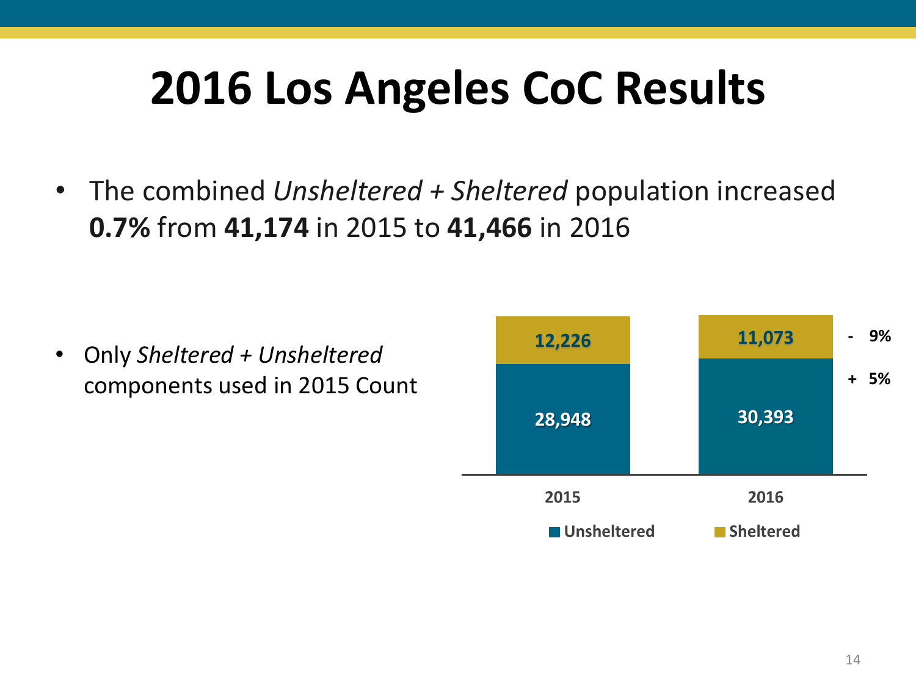# 2016 Los Angeles CoC Results

- The combined *Unsheltered + Sheltered* population increased **0.7%** from **41,174** in 2015 to **41,466** in 2016

- Only *Sheltered + Unsheltered* components used in 2015 Count

| | 2015 | 2016 | Change |
|---|---|---|---|
| Sheltered | 12,226 | 11,073 | - 9% |
| Unsheltered | 28,948 | 30,393 | + 5% |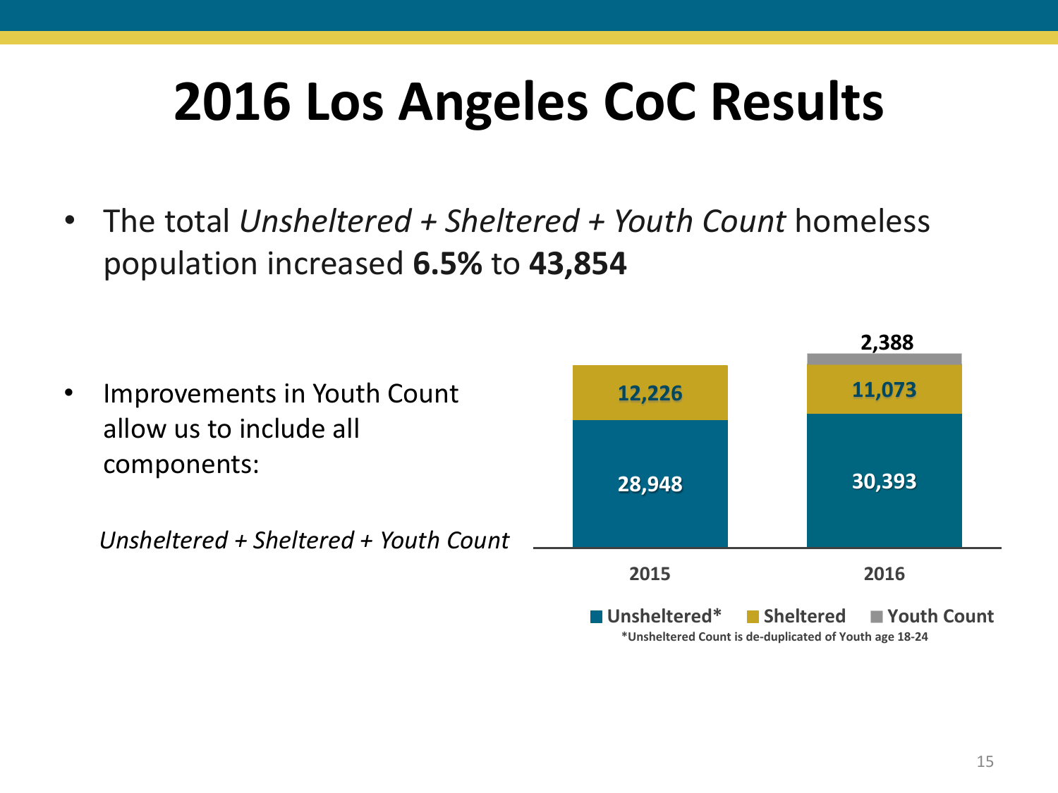# 2016 Los Angeles CoC Results

- The total *Unsheltered + Sheltered + Youth Count* homeless population increased **6.5%** to **43,854**

- Improvements in Youth Count allow us to include all components:

  *Unsheltered + Sheltered + Youth Count*

| | 2015 | 2016 |
|---|---|---|
| Unsheltered* | 28,948 | 30,393 |
| Sheltered | 12,226 | 11,073 |
| Youth Count | | 2,388 |

*Unsheltered Count is de-duplicated of Youth age 18-24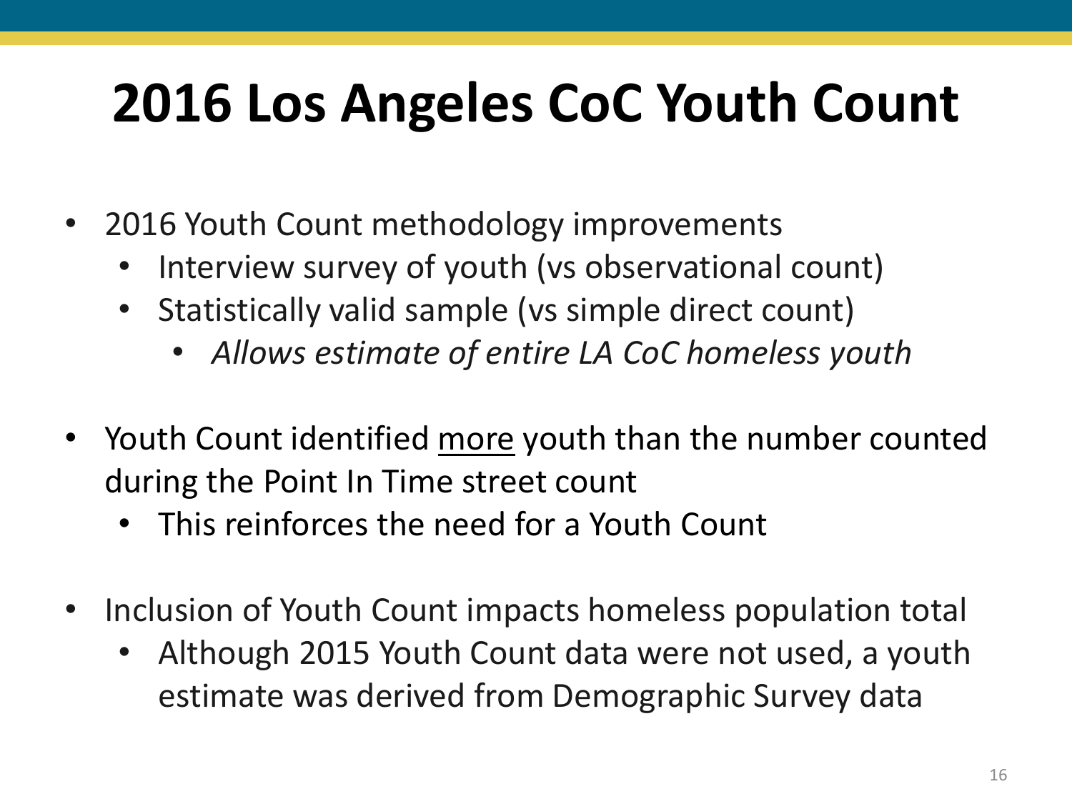# 2016 Los Angeles CoC Youth Count

- 2016 Youth Count methodology improvements
  - Interview survey of youth (vs observational count)
  - Statistically valid sample (vs simple direct count)
    - *Allows estimate of entire LA CoC homeless youth*

- Youth Count identified <u>more</u> youth than the number counted during the Point In Time street count
  - This reinforces the need for a Youth Count

- Inclusion of Youth Count impacts homeless population total
  - Although 2015 Youth Count data were not used, a youth estimate was derived from Demographic Survey data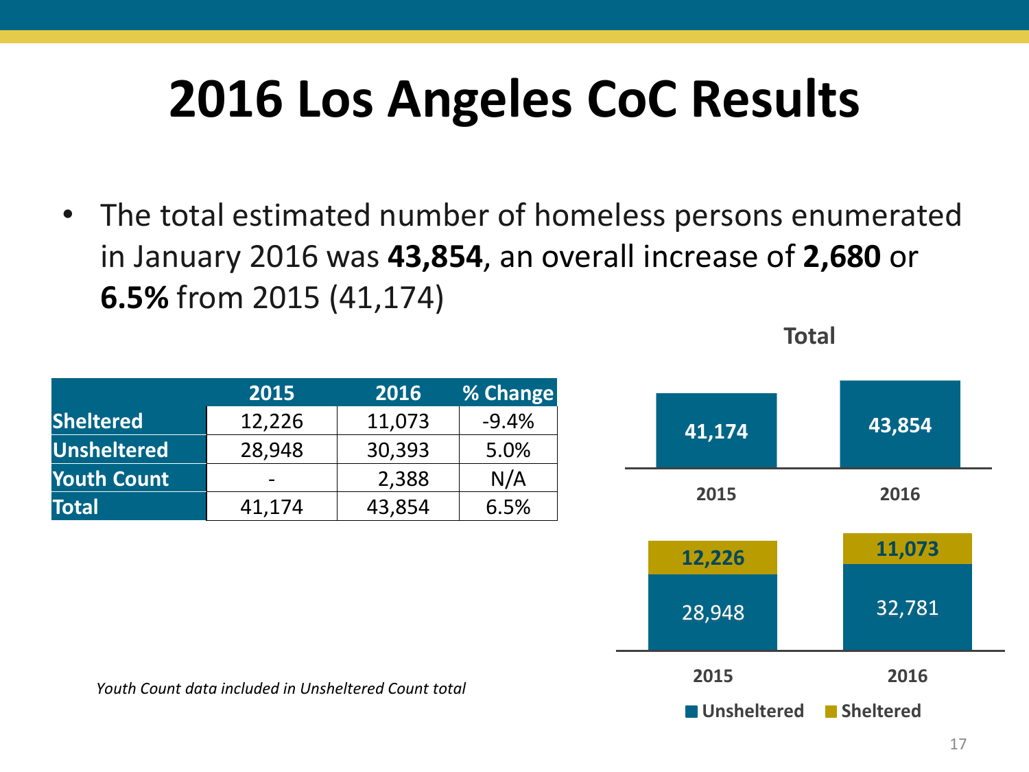# 2016 Los Angeles CoC Results

- The total estimated number of homeless persons enumerated in January 2016 was **43,854**, an overall increase of **2,680** or **6.5%** from 2015 (41,174)

| | 2015 | 2016 | % Change |
|---|---|---|---|
| **Sheltered** | 12,226 | 11,073 | -9.4% |
| **Unsheltered** | 28,948 | 30,393 | 5.0% |
| **Youth Count** | - | 2,388 | N/A |
| **Total** | 41,174 | 43,854 | 6.5% |

*Youth Count data included in Unsheltered Count total*

**Total**

| | 2015 | 2016 |
|---|---|---|
| Total | 41,174 | 43,854 |

| | 2015 | 2016 |
|---|---|---|
| Sheltered | 12,226 | 11,073 |
| Unsheltered | 28,948 | 32,781 |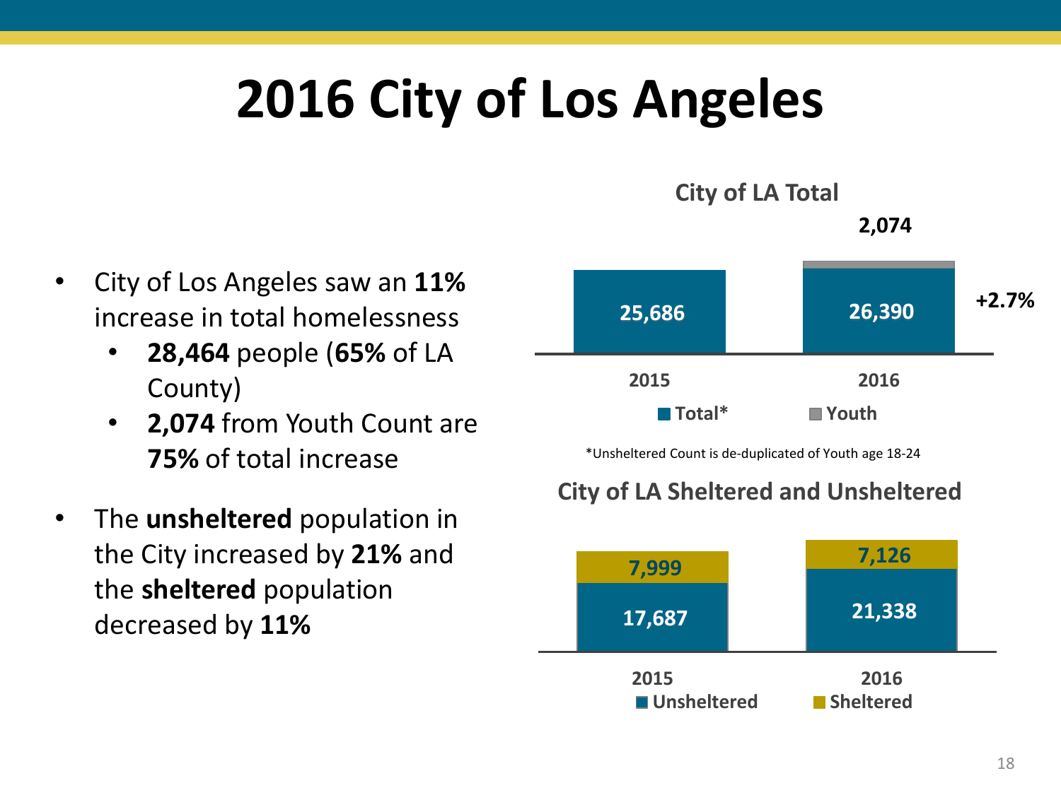# 2016 City of Los Angeles

- City of Los Angeles saw an **11%** increase in total homelessness
  - **28,464** people (**65%** of LA County)
  - **2,074** from Youth Count are **75%** of total increase
- The **unsheltered** population in the City increased by **21%** and the **sheltered** population decreased by **11%**

**City of LA Total**

| | 2015 | 2016 |
|---|---|---|
| Total* | 25,686 | 26,390 |
| Youth | | 2,074 |

+2.7%

*Unsheltered Count is de-duplicated of Youth age 18-24

**City of LA Sheltered and Unsheltered**

| | 2015 | 2016 |
|---|---|---|
| Unsheltered | 17,687 | 21,338 |
| Sheltered | 7,999 | 7,126 |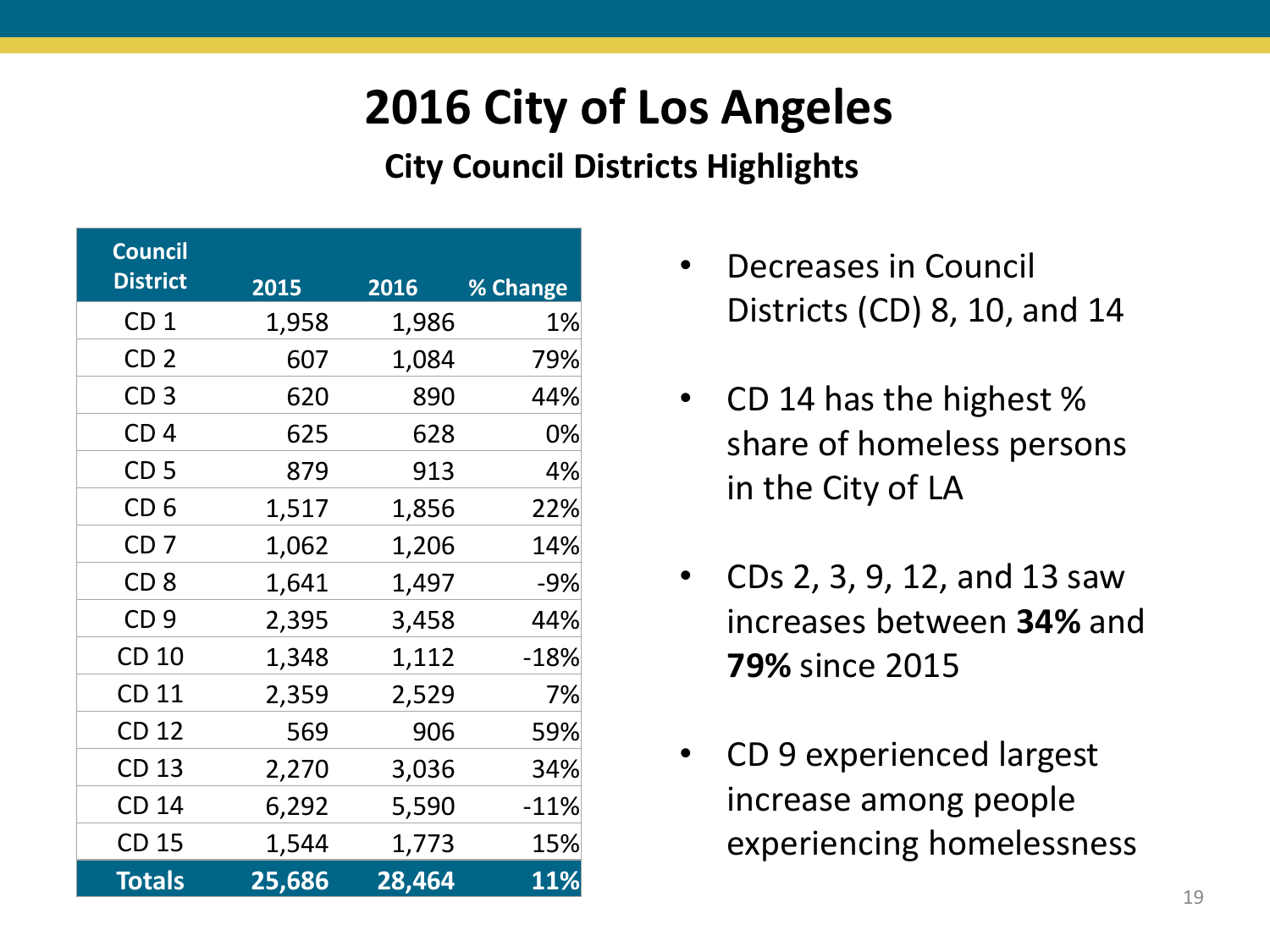# 2016 City of Los Angeles

## City Council Districts Highlights

| Council District | 2015 | 2016 | % Change |
|---|---|---|---|
| CD 1 | 1,958 | 1,986 | 1% |
| CD 2 | 607 | 1,084 | 79% |
| CD 3 | 620 | 890 | 44% |
| CD 4 | 625 | 628 | 0% |
| CD 5 | 879 | 913 | 4% |
| CD 6 | 1,517 | 1,856 | 22% |
| CD 7 | 1,062 | 1,206 | 14% |
| CD 8 | 1,641 | 1,497 | -9% |
| CD 9 | 2,395 | 3,458 | 44% |
| CD 10 | 1,348 | 1,112 | -18% |
| CD 11 | 2,359 | 2,529 | 7% |
| CD 12 | 569 | 906 | 59% |
| CD 13 | 2,270 | 3,036 | 34% |
| CD 14 | 6,292 | 5,590 | -11% |
| CD 15 | 1,544 | 1,773 | 15% |
| **Totals** | **25,686** | **28,464** | **11%** |

- Decreases in Council Districts (CD) 8, 10, and 14
- CD 14 has the highest % share of homeless persons in the City of LA
- CDs 2, 3, 9, 12, and 13 saw increases between **34%** and **79%** since 2015
- CD 9 experienced largest increase among people experiencing homelessness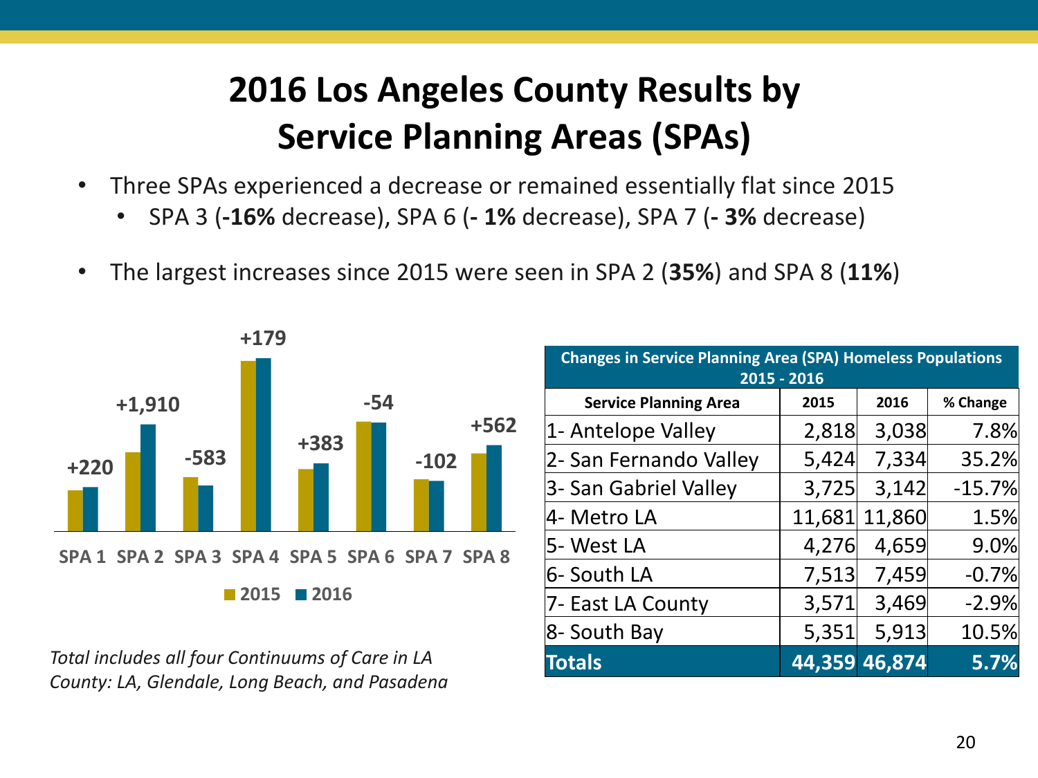# 2016 Los Angeles County Results by Service Planning Areas (SPAs)

- Three SPAs experienced a decrease or remained essentially flat since 2015
  - SPA 3 (**-16%** decrease), SPA 6 (**- 1%** decrease), SPA 7 (**- 3%** decrease)
- The largest increases since 2015 were seen in SPA 2 (**35%**) and SPA 8 (**11%**)

| SPA | Change 2015–2016 |
|---|---|
| SPA 1 | +220 |
| SPA 2 | +1,910 |
| SPA 3 | -583 |
| SPA 4 | +179 |
| SPA 5 | +383 |
| SPA 6 | -54 |
| SPA 7 | -102 |
| SPA 8 | +562 |

*Total includes all four Continuums of Care in LA County: LA, Glendale, Long Beach, and Pasadena*

**Changes in Service Planning Area (SPA) Homeless Populations 2015 - 2016**

| Service Planning Area | 2015 | 2016 | % Change |
|---|---|---|---|
| 1- Antelope Valley | 2,818 | 3,038 | 7.8% |
| 2- San Fernando Valley | 5,424 | 7,334 | 35.2% |
| 3- San Gabriel Valley | 3,725 | 3,142 | -15.7% |
| 4- Metro LA | 11,681 | 11,860 | 1.5% |
| 5- West LA | 4,276 | 4,659 | 9.0% |
| 6- South LA | 7,513 | 7,459 | -0.7% |
| 7- East LA County | 3,571 | 3,469 | -2.9% |
| 8- South Bay | 5,351 | 5,913 | 10.5% |
| **Totals** | **44,359** | **46,874** | **5.7%** |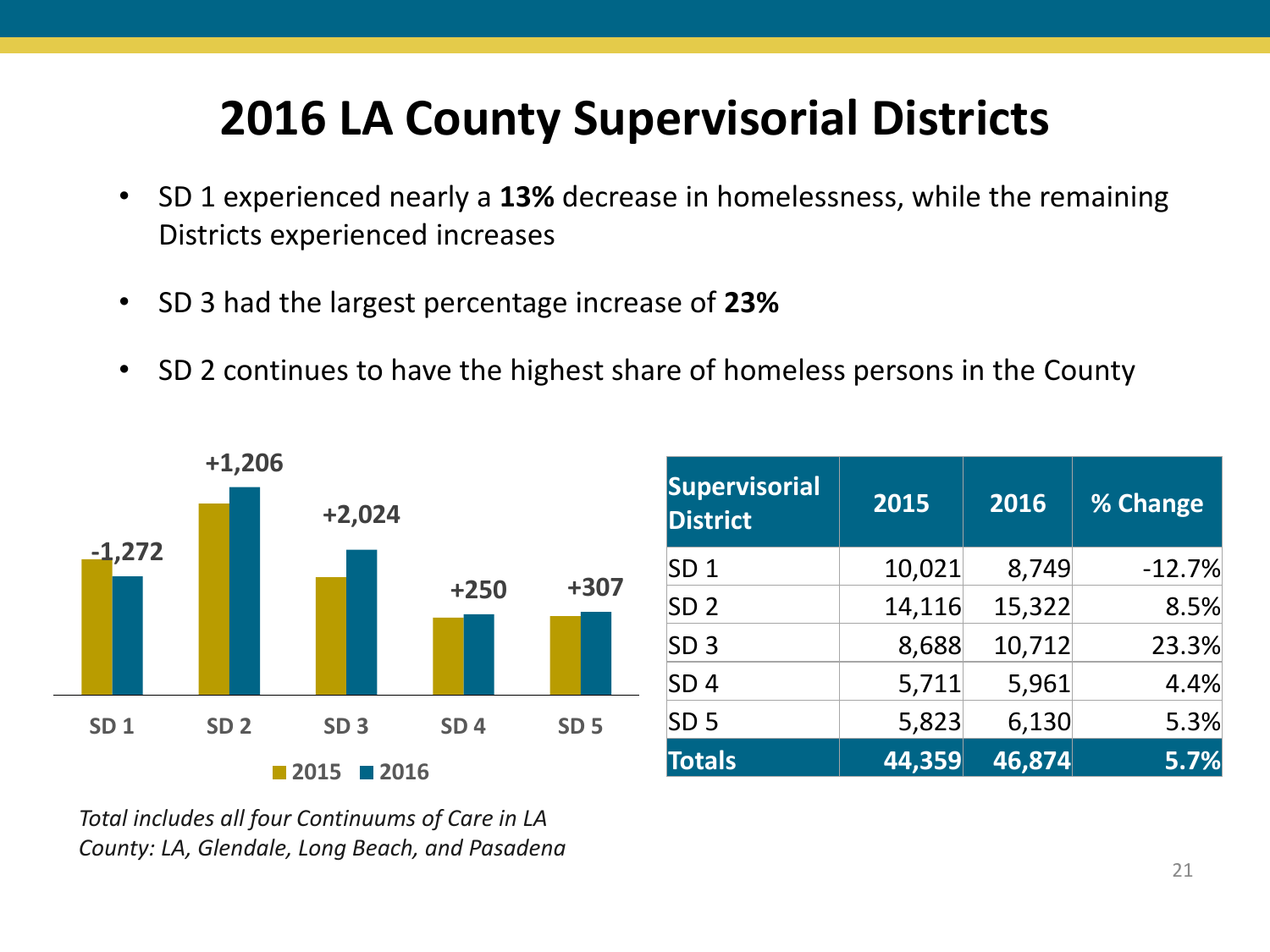# 2016 LA County Supervisorial Districts

- SD 1 experienced nearly a **13%** decrease in homelessness, while the remaining Districts experienced increases
- SD 3 had the largest percentage increase of **23%**
- SD 2 continues to have the highest share of homeless persons in the County

| | SD 1 | SD 2 | SD 3 | SD 4 | SD 5 |
|---|---|---|---|---|---|
| Change | -1,272 | +1,206 | +2,024 | +250 | +307 |

| Supervisorial District | 2015 | 2016 | % Change |
|---|---|---|---|
| SD 1 | 10,021 | 8,749 | -12.7% |
| SD 2 | 14,116 | 15,322 | 8.5% |
| SD 3 | 8,688 | 10,712 | 23.3% |
| SD 4 | 5,711 | 5,961 | 4.4% |
| SD 5 | 5,823 | 6,130 | 5.3% |
| **Totals** | **44,359** | **46,874** | **5.7%** |

*Total includes all four Continuums of Care in LA County: LA, Glendale, Long Beach, and Pasadena*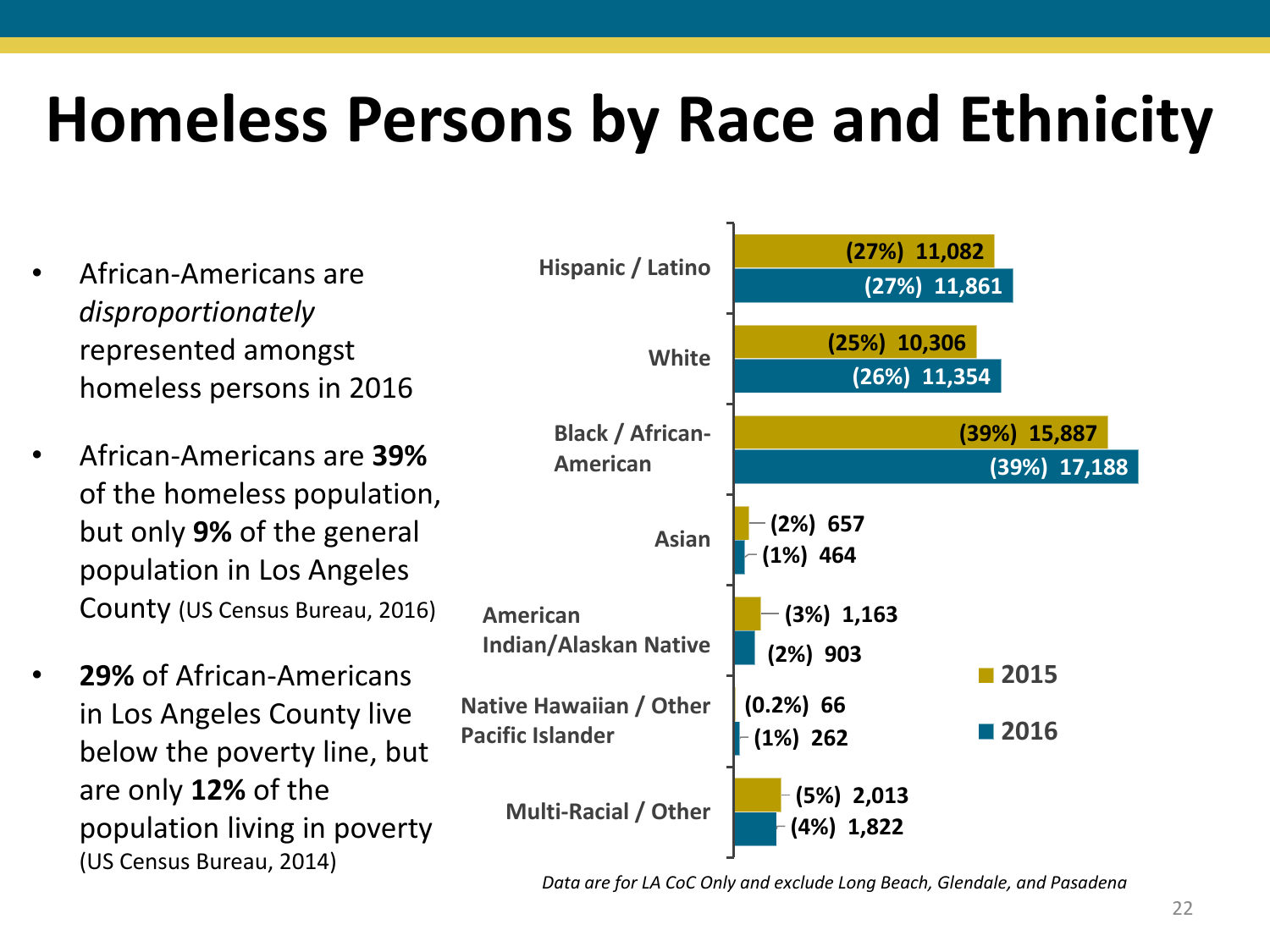# Homeless Persons by Race and Ethnicity

- African-Americans are *disproportionately* represented amongst homeless persons in 2016
- African-Americans are **39%** of the homeless population, but only **9%** of the general population in Los Angeles County (US Census Bureau, 2016)
- **29%** of African-Americans in Los Angeles County live below the poverty line, but are only **12%** of the population living in poverty (US Census Bureau, 2014)

| Race / Ethnicity | 2015 | 2016 |
|---|---|---|
| Hispanic / Latino | (27%) 11,082 | (27%) 11,861 |
| White | (25%) 10,306 | (26%) 11,354 |
| Black / African-American | (39%) 15,887 | (39%) 17,188 |
| Asian | (2%) 657 | (1%) 464 |
| American Indian/Alaskan Native | (3%) 1,163 | (2%) 903 |
| Native Hawaiian / Other Pacific Islander | (0.2%) 66 | (1%) 262 |
| Multi-Racial / Other | (5%) 2,013 | (4%) 1,822 |

*Data are for LA CoC Only and exclude Long Beach, Glendale, and Pasadena*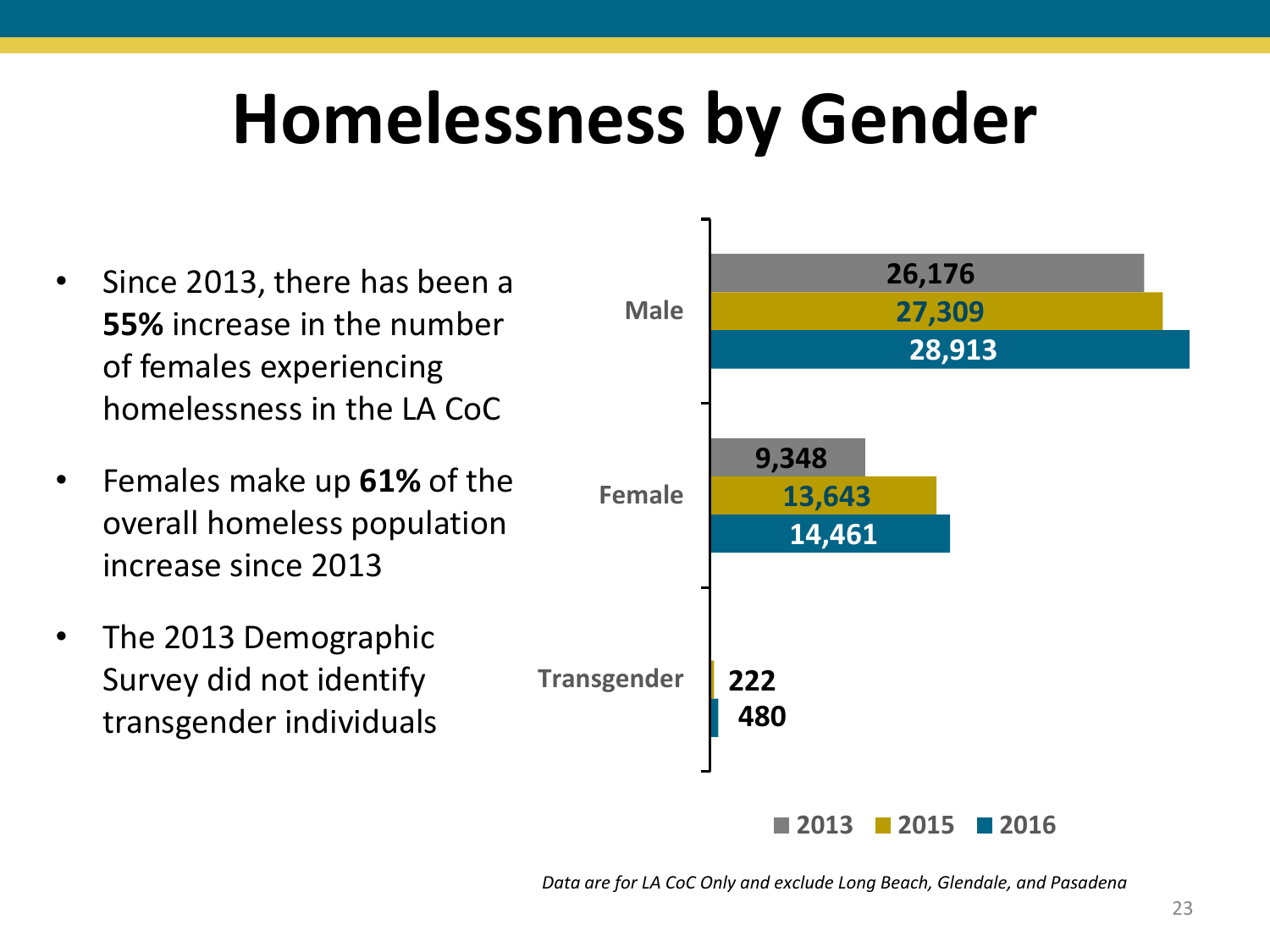# Homelessness by Gender

- Since 2013, there has been a **55%** increase in the number of females experiencing homelessness in the LA CoC
- Females make up **61%** of the overall homeless population increase since 2013
- The 2013 Demographic Survey did not identify transgender individuals

| | 2013 | 2015 | 2016 |
|---|---|---|---|
| Male | 26,176 | 27,309 | 28,913 |
| Female | 9,348 | 13,643 | 14,461 |
| Transgender | | 222 | 480 |

*Data are for LA CoC Only and exclude Long Beach, Glendale, and Pasadena*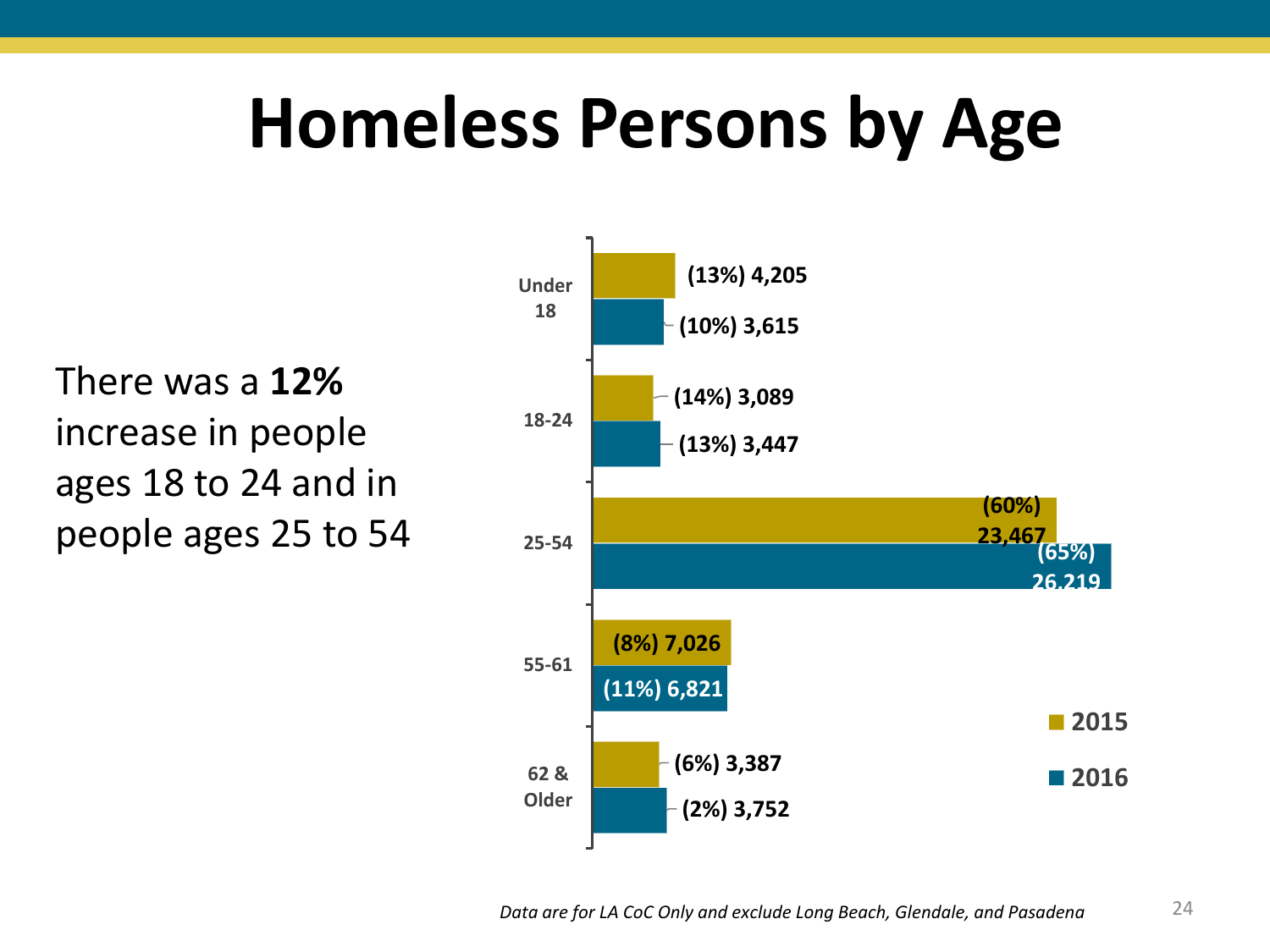# Homeless Persons by Age

There was a **12%** increase in people ages 18 to 24 and in people ages 25 to 54

| Age | 2015 | 2016 |
|---|---|---|
| Under 18 | (13%) 4,205 | (10%) 3,615 |
| 18-24 | (14%) 3,089 | (13%) 3,447 |
| 25-54 | (60%) 23,467 | (65%) 26,219 |
| 55-61 | (8%) 7,026 | (11%) 6,821 |
| 62 & Older | (6%) 3,387 | (2%) 3,752 |

*Data are for LA CoC Only and exclude Long Beach, Glendale, and Pasadena*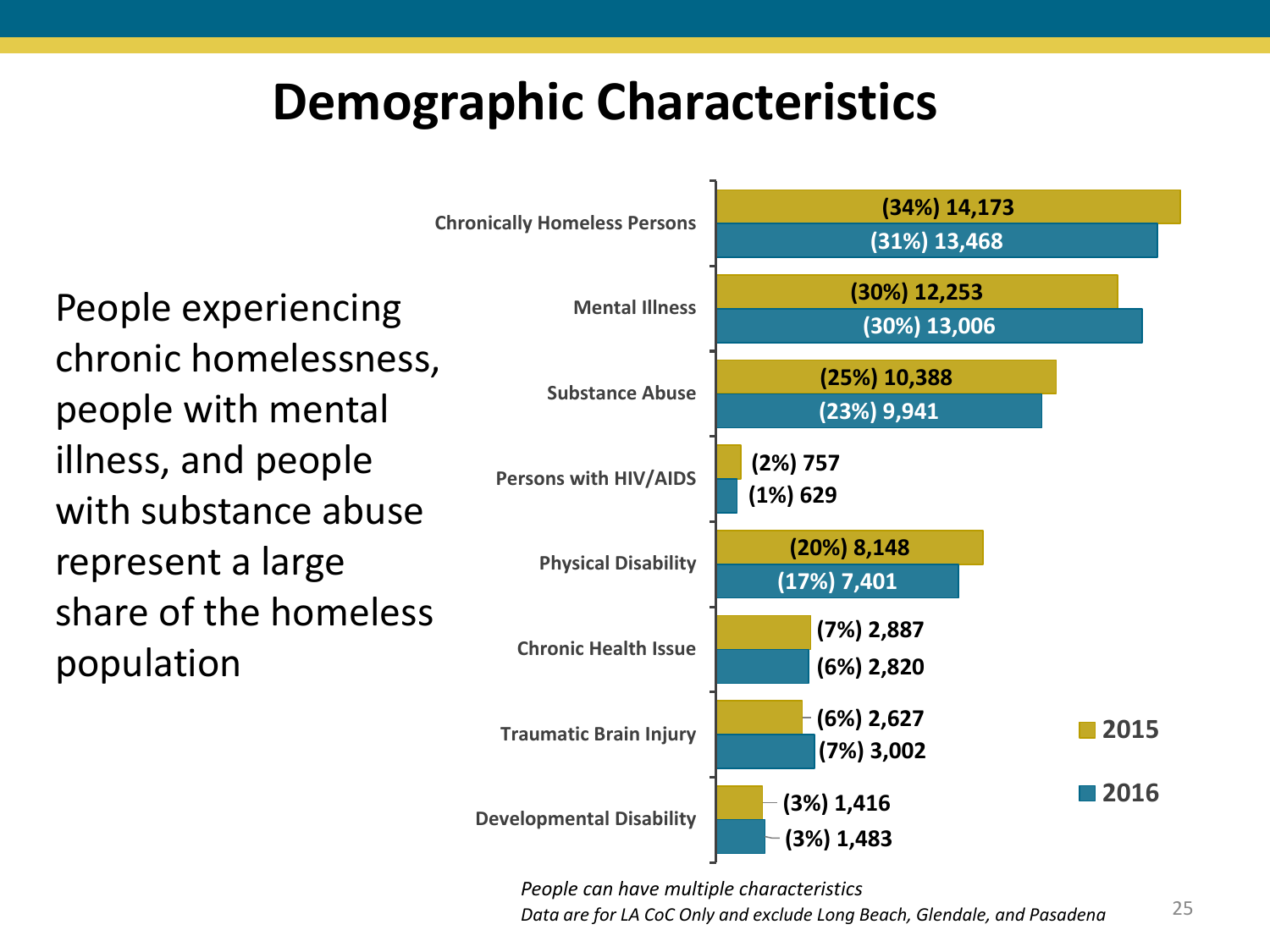# Demographic Characteristics

People experiencing chronic homelessness, people with mental illness, and people with substance abuse represent a large share of the homeless population

| | 2015 | 2016 |
|---|---|---|
| Chronically Homeless Persons | (34%) 14,173 | (31%) 13,468 |
| Mental Illness | (30%) 12,253 | (30%) 13,006 |
| Substance Abuse | (25%) 10,388 | (23%) 9,941 |
| Persons with HIV/AIDS | (2%) 757 | (1%) 629 |
| Physical Disability | (20%) 8,148 | (17%) 7,401 |
| Chronic Health Issue | (7%) 2,887 | (6%) 2,820 |
| Traumatic Brain Injury | (6%) 2,627 | (7%) 3,002 |
| Developmental Disability | (3%) 1,416 | (3%) 1,483 |

*People can have multiple characteristics*

*Data are for LA CoC Only and exclude Long Beach, Glendale, and Pasadena*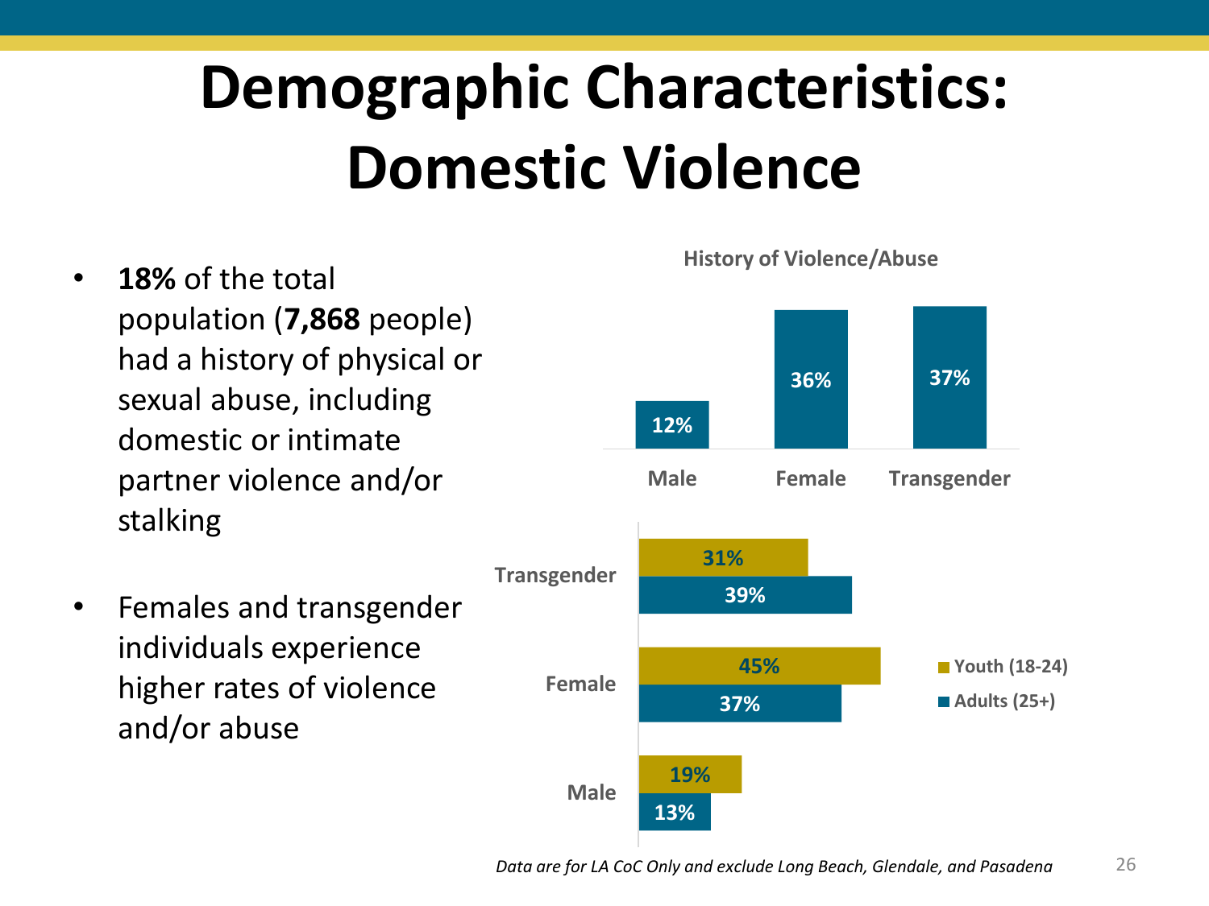# Demographic Characteristics: Domestic Violence

- **18%** of the total population (**7,868** people) had a history of physical or sexual abuse, including domestic or intimate partner violence and/or stalking
- Females and transgender individuals experience higher rates of violence and/or abuse

**History of Violence/Abuse**

| Male | Female | Transgender |
| --- | --- | --- |
| 12% | 36% | 37% |

| | Youth (18-24) | Adults (25+) |
| --- | --- | --- |
| Transgender | 31% | 39% |
| Female | 45% | 37% |
| Male | 19% | 13% |

*Data are for LA CoC Only and exclude Long Beach, Glendale, and Pasadena*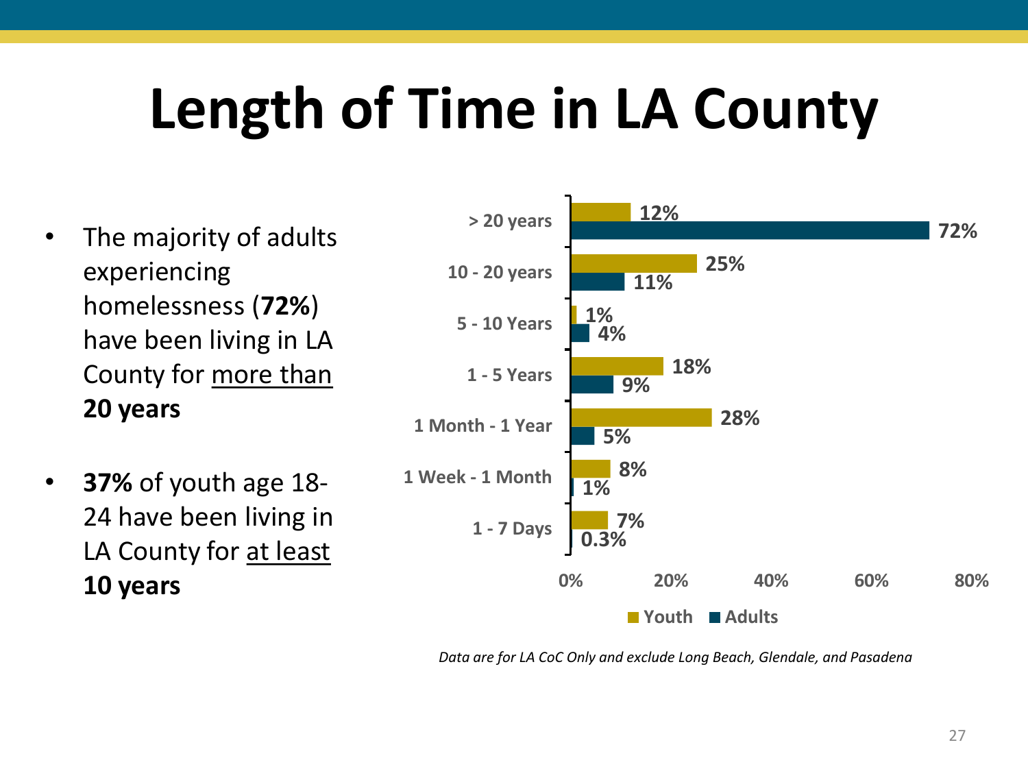# Length of Time in LA County

- The majority of adults experiencing homelessness (**72%**) have been living in LA County for more than **20 years**
- **37%** of youth age 18-24 have been living in LA County for at least **10 years**

| | Youth | Adults |
|---|---|---|
| > 20 years | 12% | 72% |
| 10 - 20 years | 25% | 11% |
| 5 - 10 Years | 1% | 4% |
| 1 - 5 Years | 18% | 9% |
| 1 Month - 1 Year | 28% | 5% |
| 1 Week - 1 Month | 8% | 1% |
| 1 - 7 Days | 7% | 0.3% |

*Data are for LA CoC Only and exclude Long Beach, Glendale, and Pasadena*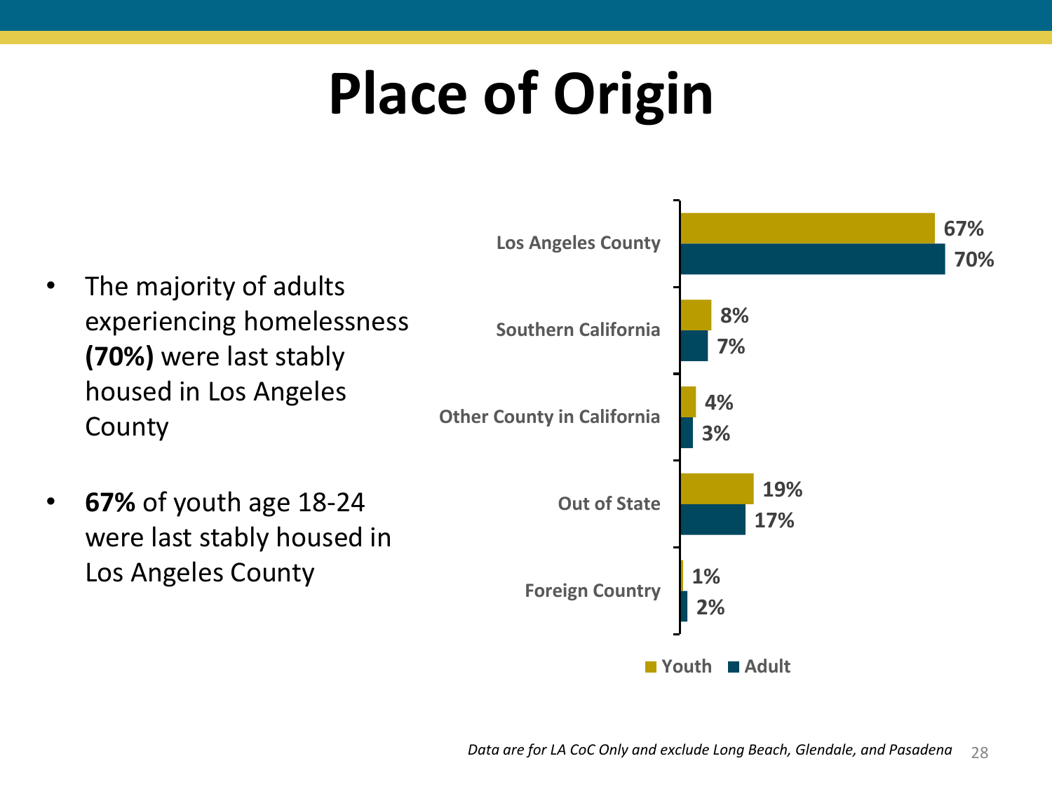# Place of Origin

- The majority of adults experiencing homelessness **(70%)** were last stably housed in Los Angeles County
- **67%** of youth age 18-24 were last stably housed in Los Angeles County

| | Youth | Adult |
|---|---|---|
| Los Angeles County | 67% | 70% |
| Southern California | 8% | 7% |
| Other County in California | 4% | 3% |
| Out of State | 19% | 17% |
| Foreign Country | 1% | 2% |

*Data are for LA CoC Only and exclude Long Beach, Glendale, and Pasadena*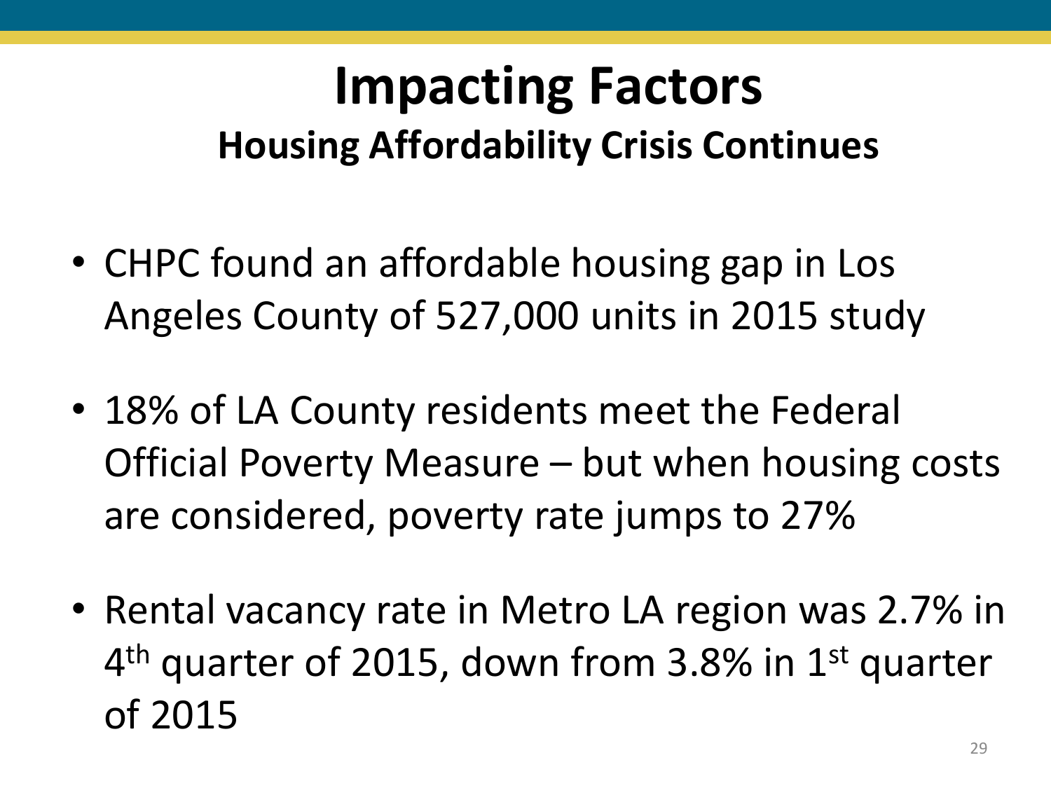# Impacting Factors

## Housing Affordability Crisis Continues

- CHPC found an affordable housing gap in Los Angeles County of 527,000 units in 2015 study
- 18% of LA County residents meet the Federal Official Poverty Measure – but when housing costs are considered, poverty rate jumps to 27%
- Rental vacancy rate in Metro LA region was 2.7% in 4th quarter of 2015, down from 3.8% in 1st quarter of 2015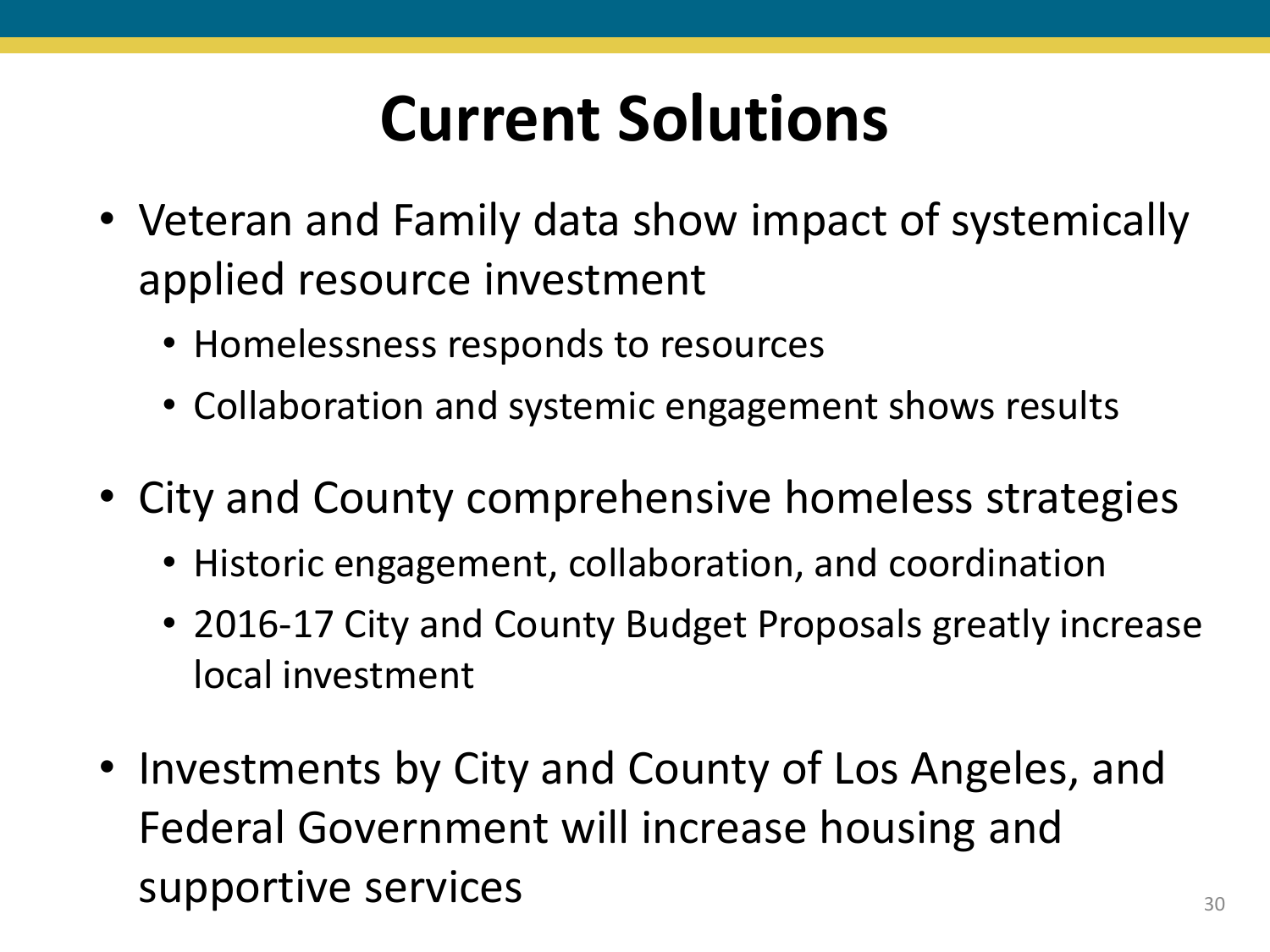# Current Solutions

- Veteran and Family data show impact of systemically applied resource investment
  - Homelessness responds to resources
  - Collaboration and systemic engagement shows results
- City and County comprehensive homeless strategies
  - Historic engagement, collaboration, and coordination
  - 2016-17 City and County Budget Proposals greatly increase local investment
- Investments by City and County of Los Angeles, and Federal Government will increase housing and supportive services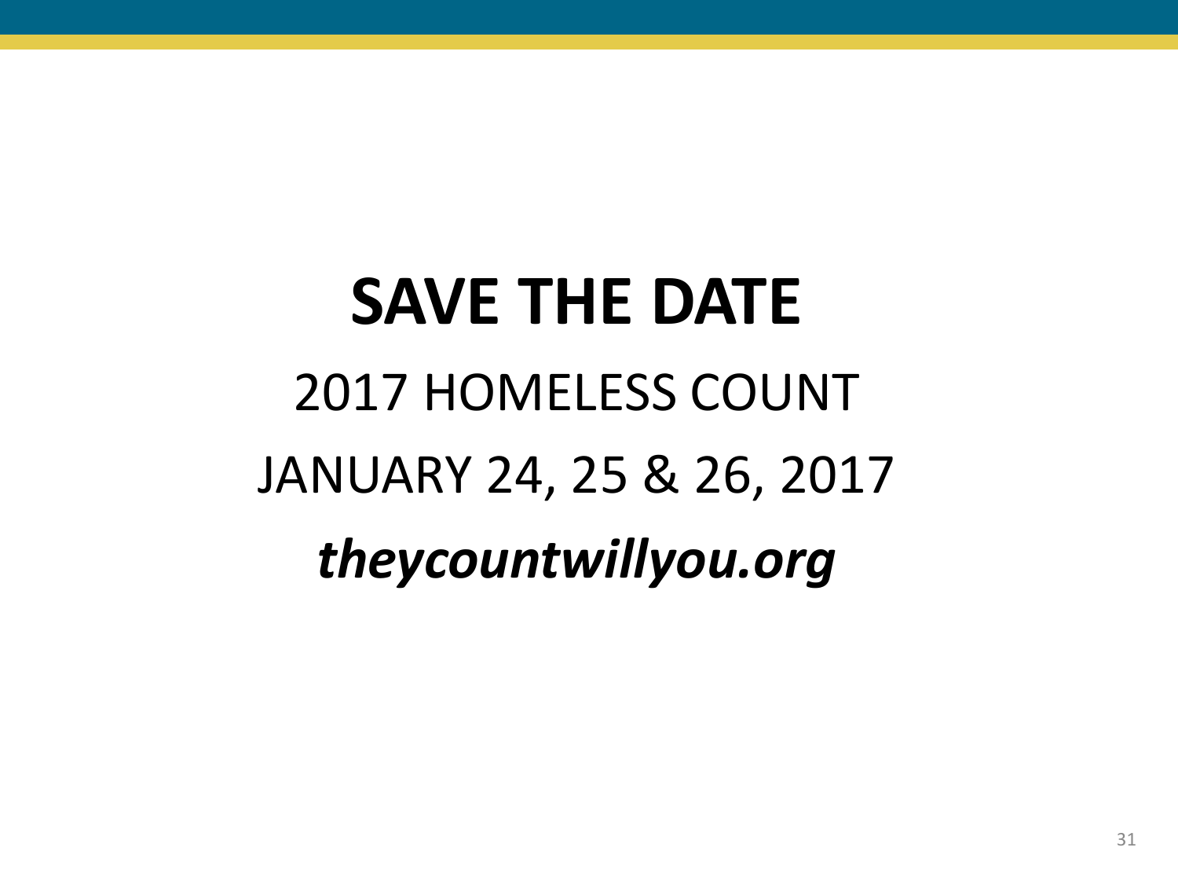# SAVE THE DATE

2017 HOMELESS COUNT

JANUARY 24, 25 & 26, 2017

***theycountwillyou.org***